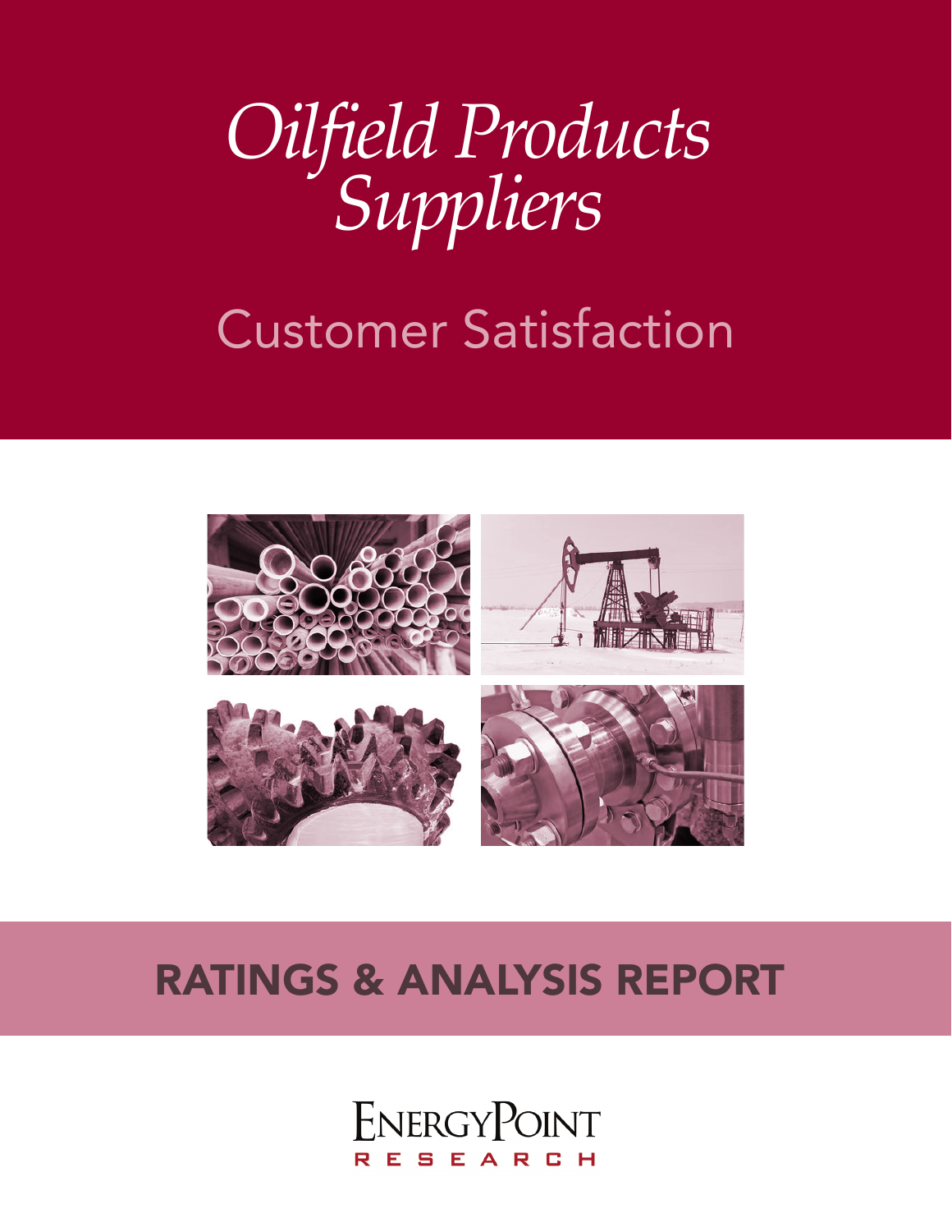# *Oilfield Products Suppliers*

## Customer Satisfaction

## RATINGS & ANALYSIS REPORT

ENERGYPOINT RESEARCH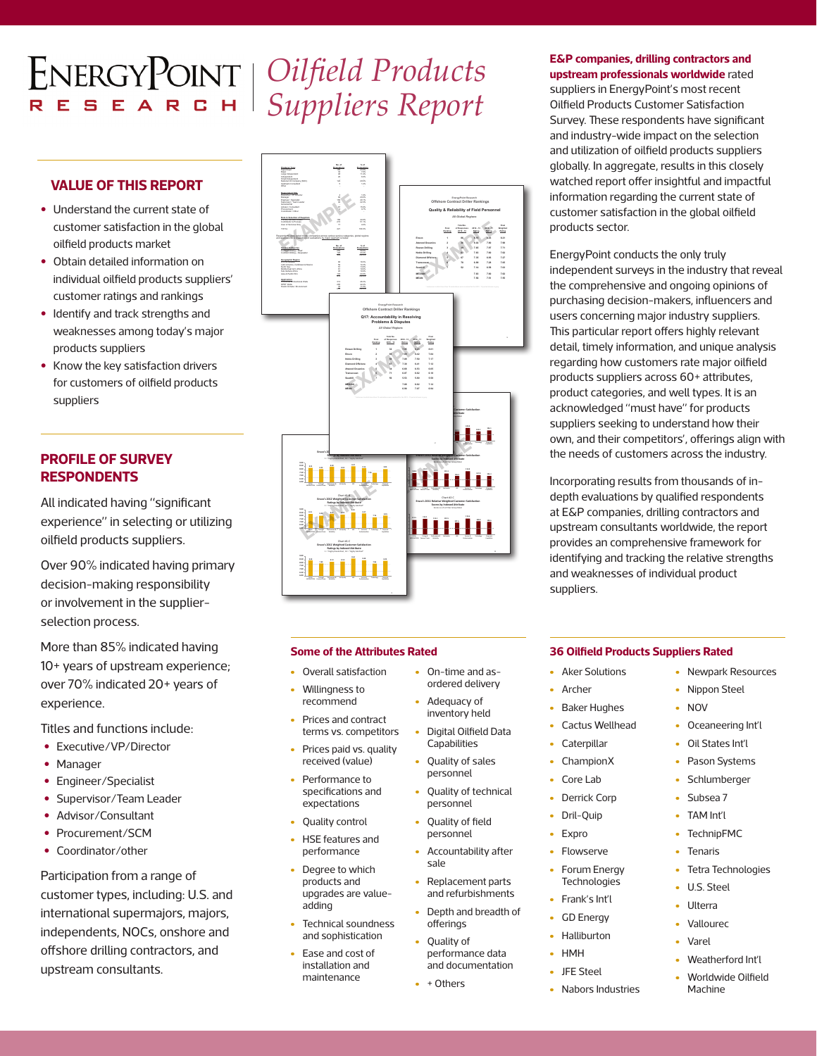# EnergyPoint Research

## *Oilfield Products Suppliers Report*

## VALUE OF THIS REPORT

- Understand the current state of customer satisfaction in the global oilfield products market
- Obtain detailed information on individual oilfield products suppliers' customer ratings and rankings
- Identify and track strengths and weaknesses among today's major products suppliers
- Know the key satisfaction drivers for customers of oilfield products suppliers

## PROFILE OF SURVEY RESPONDENTS

All indicated having "significant experience" in selecting or utilizing oilfield products suppliers.

Over 90% indicated having primary decision-making responsibility or involvement in the supplier-selection process.

More than 85% indicated having 10+ years of upstream experience; over 70% indicated 20+ years of experience.

Titles and functions include:

- Executive/VP/Director
- Manager
- Engineer/Specialist
- Supervisor/Team Leader
- Advisor/Consultant
- Procurement/SCM
- Coordinator/other

Participation from a range of customer types, including: U.S. and international supermajors, majors, independents, NOCs, onshore and offshore drilling contractors, and upstream consultants.

**E&P companies, drilling contractors and upstream professionals worldwide** rated suppliers in EnergyPoint's most recent Oilfield Products Customer Satisfaction Survey. These respondents have significant and industry-wide impact on the selection and utilization of oilfield products suppliers globally. In aggregate, results in this closely watched report offer insightful and impactful information regarding the current state of customer satisfaction in the global oilfield products sector.

EnergyPoint conducts the only truly independent surveys in the industry that reveal the comprehensive and ongoing opinions of purchasing decision-makers, influencers and users concerning major industry suppliers. This particular report offers highly relevant detail, timely information, and unique analysis regarding how customers rate major oilfield products suppliers across 60+ attributes, product categories, and well types. It is an acknowledged "must have" for products suppliers seeking to understand how their own, and their competitors', offerings align with the needs of customers across the industry.

Incorporating results from thousands of in-depth evaluations by qualified respondents at E&P companies, drilling contractors and upstream consultants worldwide, the report provides an comprehensive framework for identifying and tracking the relative strengths and weaknesses of individual product suppliers.

## Some of the Attributes Rated

- Overall satisfaction
- Willingness to recommend
- Prices and contract terms vs. competitors
- Prices paid vs. quality received (value)
- Performance to specifications and expectations
- Quality control
- HSE features and performance
- Degree to which products and upgrades are value-adding
- Technical soundness and sophistication
- Ease and cost of installation and maintenance
- On-time and as-ordered delivery
- Adequacy of inventory held
- Digital Oilfield Data Capabilities
- Quality of sales personnel
- Quality of technical personnel
- Quality of field personnel
- Accountability after sale
- Replacement parts and refurbishments
- Depth and breadth of offerings
- Quality of performance data and documentation
- + Others

## 36 Oilfield Products Suppliers Rated

- Aker Solutions
- Archer
- Baker Hughes
- Cactus Wellhead
- Caterpillar
- ChampionX
- Core Lab
- Derrick Corp
- Dril-Quip
- Expro
- Flowserve
- Forum Energy Technologies
- Frank's Int'l
- GD Energy
- Halliburton
- HMH
- JFE Steel
- Nabors Industries
- Newpark Resources
- Nippon Steel
- NOV
- Oceaneering Int'l
- Oil States Int'l
- Pason Systems
- Schlumberger
- Subsea 7
- TAM Int'l
- TechnipFMC
- Tenaris
- Tetra Technologies
- U.S. Steel
- Ulterra
- Vallourec
- Varel
- Weatherford Int'l
- Worldwide Oilfield Machine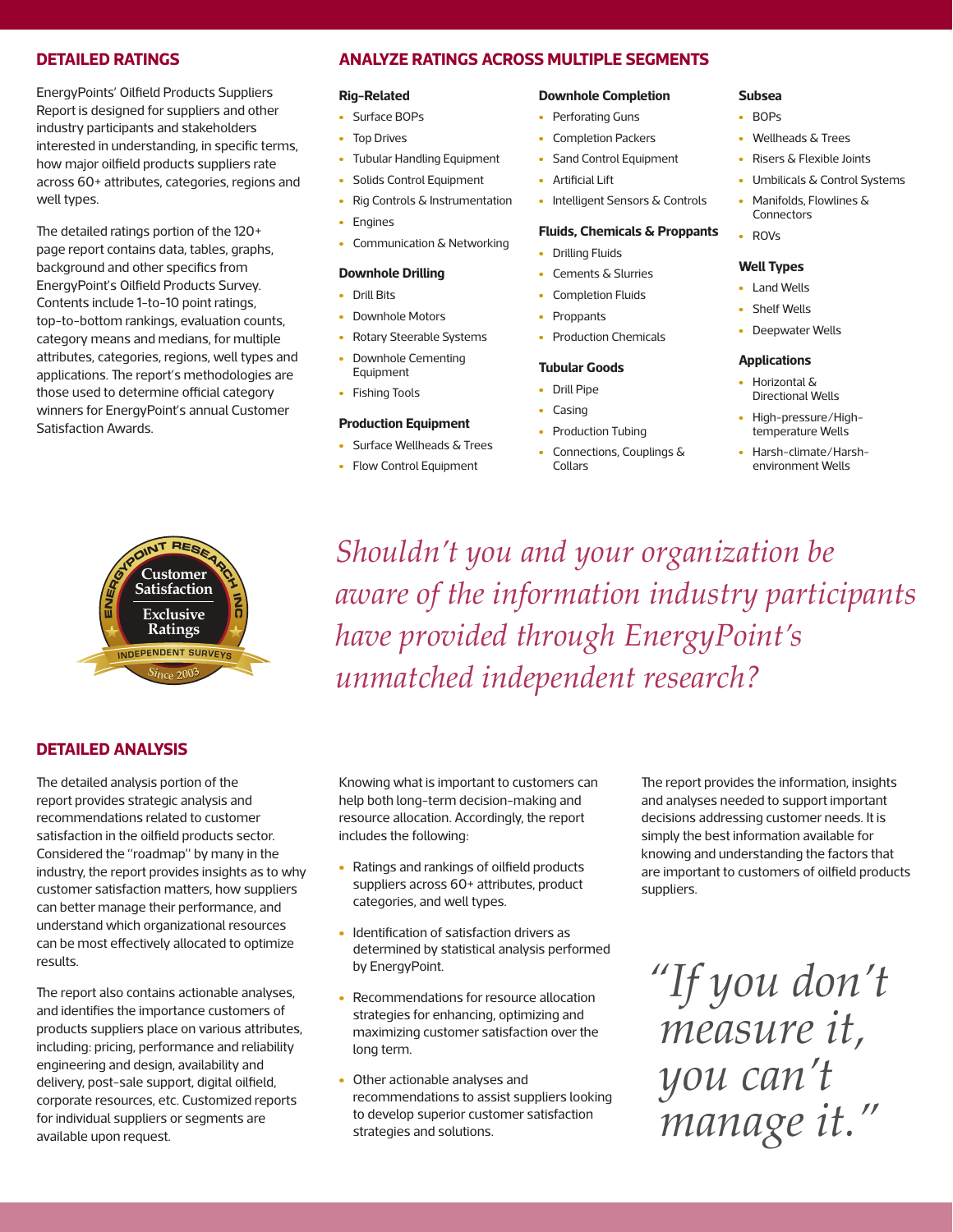## DETAILED RATINGS

EnergyPoints' Oilfield Products Suppliers Report is designed for suppliers and other industry participants and stakeholders interested in understanding, in specific terms, how major oilfield products suppliers rate across 60+ attributes, categories, regions and well types.

The detailed ratings portion of the 120+ page report contains data, tables, graphs, background and other specifics from EnergyPoint's Oilfield Products Survey. Contents include 1-to-10 point ratings, top-to-bottom rankings, evaluation counts, category means and medians, for multiple attributes, categories, regions, well types and applications. The report's methodologies are those used to determine official category winners for EnergyPoint's annual Customer Satisfaction Awards.

## ANALYZE RATINGS ACROSS MULTIPLE SEGMENTS

### Rig-Related

- Surface BOPs
- Top Drives
- Tubular Handling Equipment
- Solids Control Equipment
- Rig Controls & Instrumentation
- Engines
- Communication & Networking

### Downhole Drilling

- Drill Bits
- Downhole Motors
- Rotary Steerable Systems
- Downhole Cementing Equipment
- Fishing Tools

### Production Equipment

- Surface Wellheads & Trees
- Flow Control Equipment

### Downhole Completion

- Perforating Guns
- Completion Packers
- Sand Control Equipment
- Artificial Lift
- Intelligent Sensors & Controls

### Fluids, Chemicals & Proppants

- Drilling Fluids
- Cements & Slurries
- Completion Fluids
- Proppants
- Production Chemicals

### Tubular Goods

- Drill Pipe
- Casing
- Production Tubing
- Connections, Couplings & Collars

### Subsea

- BOPs
- Wellheads & Trees
- Risers & Flexible Joints
- Umbilicals & Control Systems
- Manifolds, Flowlines & Connectors
- ROVs

### Well Types

- Land Wells
- Shelf Wells
- Deepwater Wells

### Applications

- Horizontal & Directional Wells
- High-pressure/High-temperature Wells
- Harsh-climate/Harsh-environment Wells

ENERGYPOINT RESEARCH INC
Customer Satisfaction
Exclusive Ratings
INDEPENDENT SURVEYS
Since 2003

*Shouldn't you and your organization be aware of the information industry participants have provided through EnergyPoint's unmatched independent research?*

## DETAILED ANALYSIS

The detailed analysis portion of the report provides strategic analysis and recommendations related to customer satisfaction in the oilfield products sector. Considered the "roadmap" by many in the industry, the report provides insights as to why customer satisfaction matters, how suppliers can better manage their performance, and understand which organizational resources can be most effectively allocated to optimize results.

The report also contains actionable analyses, and identifies the importance customers of products suppliers place on various attributes, including: pricing, performance and reliability engineering and design, availability and delivery, post-sale support, digital oilfield, corporate resources, etc. Customized reports for individual suppliers or segments are available upon request.

Knowing what is important to customers can help both long-term decision-making and resource allocation. Accordingly, the report includes the following:

- Ratings and rankings of oilfield products suppliers across 60+ attributes, product categories, and well types.
- Identification of satisfaction drivers as determined by statistical analysis performed by EnergyPoint.
- Recommendations for resource allocation strategies for enhancing, optimizing and maximizing customer satisfaction over the long term.
- Other actionable analyses and recommendations to assist suppliers looking to develop superior customer satisfaction strategies and solutions.

The report provides the information, insights and analyses needed to support important decisions addressing customer needs. It is simply the best information available for knowing and understanding the factors that are important to customers of oilfield products suppliers.

*"If you don't measure it, you can't manage it."*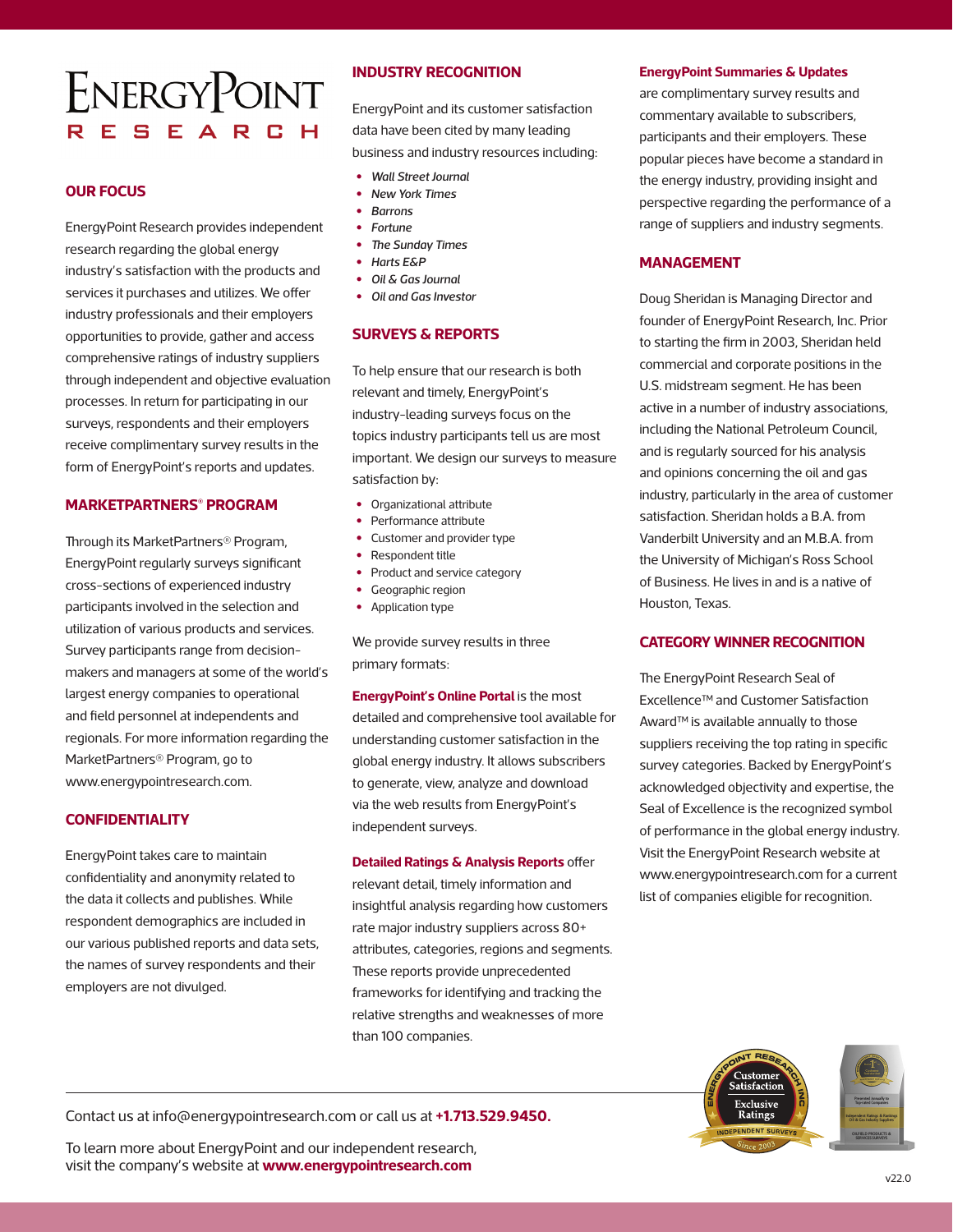# ENERGYPOINT RESEARCH

## OUR FOCUS

EnergyPoint Research provides independent research regarding the global energy industry's satisfaction with the products and services it purchases and utilizes. We offer industry professionals and their employers opportunities to provide, gather and access comprehensive ratings of industry suppliers through independent and objective evaluation processes. In return for participating in our surveys, respondents and their employers receive complimentary survey results in the form of EnergyPoint's reports and updates.

## MARKETPARTNERS® PROGRAM

Through its MarketPartners® Program, EnergyPoint regularly surveys significant cross-sections of experienced industry participants involved in the selection and utilization of various products and services. Survey participants range from decision-makers and managers at some of the world's largest energy companies to operational and field personnel at independents and regionals. For more information regarding the MarketPartners® Program, go to www.energypointresearch.com.

## CONFIDENTIALITY

EnergyPoint takes care to maintain confidentiality and anonymity related to the data it collects and publishes. While respondent demographics are included in our various published reports and data sets, the names of survey respondents and their employers are not divulged.

## INDUSTRY RECOGNITION

EnergyPoint and its customer satisfaction data have been cited by many leading business and industry resources including:

- *Wall Street Journal*
- *New York Times*
- *Barrons*
- *Fortune*
- *The Sunday Times*
- *Harts E&P*
- *Oil & Gas Journal*
- *Oil and Gas Investor*

## SURVEYS & REPORTS

To help ensure that our research is both relevant and timely, EnergyPoint's industry-leading surveys focus on the topics industry participants tell us are most important. We design our surveys to measure satisfaction by:

- Organizational attribute
- Performance attribute
- Customer and provider type
- Respondent title
- Product and service category
- Geographic region
- Application type

We provide survey results in three primary formats:

**EnergyPoint's Online Portal** is the most detailed and comprehensive tool available for understanding customer satisfaction in the global energy industry. It allows subscribers to generate, view, analyze and download via the web results from EnergyPoint's independent surveys.

**Detailed Ratings & Analysis Reports** offer relevant detail, timely information and insightful analysis regarding how customers rate major industry suppliers across 80+ attributes, categories, regions and segments. These reports provide unprecedented frameworks for identifying and tracking the relative strengths and weaknesses of more than 100 companies.

**EnergyPoint Summaries & Updates** are complimentary survey results and commentary available to subscribers, participants and their employers. These popular pieces have become a standard in the energy industry, providing insight and perspective regarding the performance of a range of suppliers and industry segments.

## MANAGEMENT

Doug Sheridan is Managing Director and founder of EnergyPoint Research, Inc. Prior to starting the firm in 2003, Sheridan held commercial and corporate positions in the U.S. midstream segment. He has been active in a number of industry associations, including the National Petroleum Council, and is regularly sourced for his analysis and opinions concerning the oil and gas industry, particularly in the area of customer satisfaction. Sheridan holds a B.A. from Vanderbilt University and an M.B.A. from the University of Michigan's Ross School of Business. He lives in and is a native of Houston, Texas.

## CATEGORY WINNER RECOGNITION

The EnergyPoint Research Seal of Excellence™ and Customer Satisfaction Award™ is available annually to those suppliers receiving the top rating in specific survey categories. Backed by EnergyPoint's acknowledged objectivity and expertise, the Seal of Excellence is the recognized symbol of performance in the global energy industry. Visit the EnergyPoint Research website at www.energypointresearch.com for a current list of companies eligible for recognition.

Contact us at info@energypointresearch.com or call us at **+1.713.529.9450.**

To learn more about EnergyPoint and our independent research, visit the company's website at **www.energypointresearch.com**

v22.0